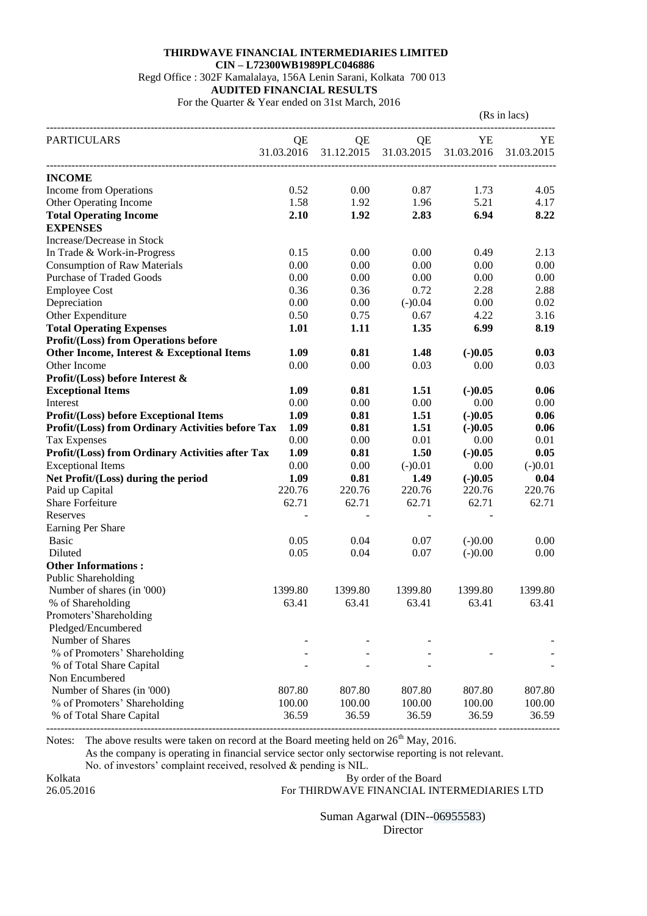**THIRDWAVE FINANCIAL INTERMEDIARIES LIMITED**

**CIN – L72300WB1989PLC046886**

Regd Office : 302F Kamalalaya, 156A Lenin Sarani, Kolkata 700 013

**AUDITED FINANCIAL RESULTS**

For the Quarter & Year ended on 31st March, 2016

(Rs in lacs)

| PARTICULARS | QE 31.03.2016 | QE 31.12.2015 | QE 31.03.2015 | YE 31.03.2016 | YE 31.03.2015 |
|---|---|---|---|---|---|
| **INCOME** | | | | | |
| Income from Operations | 0.52 | 0.00 | 0.87 | 1.73 | 4.05 |
| Other Operating Income | 1.58 | 1.92 | 1.96 | 5.21 | 4.17 |
| **Total Operating Income** | **2.10** | **1.92** | **2.83** | **6.94** | **8.22** |
| **EXPENSES** | | | | | |
| Increase/Decrease in Stock In Trade & Work-in-Progress | 0.15 | 0.00 | 0.00 | 0.49 | 2.13 |
| Consumption of Raw Materials | 0.00 | 0.00 | 0.00 | 0.00 | 0.00 |
| Purchase of Traded Goods | 0.00 | 0.00 | 0.00 | 0.00 | 0.00 |
| Employee Cost | 0.36 | 0.36 | 0.72 | 2.28 | 2.88 |
| Depreciation | 0.00 | 0.00 | (-)0.04 | 0.00 | 0.02 |
| Other Expenditure | 0.50 | 0.75 | 0.67 | 4.22 | 3.16 |
| **Total Operating Expenses** | **1.01** | **1.11** | **1.35** | **6.99** | **8.19** |
| **Profit/(Loss) from Operations before Other Income, Interest & Exceptional Items** | **1.09** | **0.81** | **1.48** | **(-)0.05** | **0.03** |
| Other Income | 0.00 | 0.00 | 0.03 | 0.00 | 0.03 |
| **Profit/(Loss) before Interest & Exceptional Items** | **1.09** | **0.81** | **1.51** | **(-)0.05** | **0.06** |
| Interest | 0.00 | 0.00 | 0.00 | 0.00 | 0.00 |
| **Profit/(Loss) before Exceptional Items** | **1.09** | **0.81** | **1.51** | **(-)0.05** | **0.06** |
| **Profit/(Loss) from Ordinary Activities before Tax** | **1.09** | **0.81** | **1.51** | **(-)0.05** | **0.06** |
| Tax Expenses | 0.00 | 0.00 | 0.01 | 0.00 | 0.01 |
| **Profit/(Loss) from Ordinary Activities after Tax** | **1.09** | **0.81** | **1.50** | **(-)0.05** | **0.05** |
| Exceptional Items | 0.00 | 0.00 | (-)0.01 | 0.00 | (-)0.01 |
| **Net Profit/(Loss) during the period** | **1.09** | **0.81** | **1.49** | **(-)0.05** | **0.04** |
| Paid up Capital | 220.76 | 220.76 | 220.76 | 220.76 | 220.76 |
| Share Forfeiture | 62.71 | 62.71 | 62.71 | 62.71 | 62.71 |
| Reserves | - | - | - | - | |
| Earning Per Share | | | | | |
| Basic | 0.05 | 0.04 | 0.07 | (-)0.00 | 0.00 |
| Diluted | 0.05 | 0.04 | 0.07 | (-)0.00 | 0.00 |
| **Other Informations :** | | | | | |
| Public Shareholding | | | | | |
| Number of shares (in '000) | 1399.80 | 1399.80 | 1399.80 | 1399.80 | 1399.80 |
| % of Shareholding | 63.41 | 63.41 | 63.41 | 63.41 | 63.41 |
| Promoters'Shareholding | | | | | |
| Pledged/Encumbered | | | | | |
| Number of Shares | - | - | - | | - |
| % of Promoters' Shareholding | - | - | - | - | - |
| % of Total Share Capital | - | - | - | | - |
| Non Encumbered | | | | | |
| Number of Shares (in '000) | 807.80 | 807.80 | 807.80 | 807.80 | 807.80 |
| % of Promoters' Shareholding | 100.00 | 100.00 | 100.00 | 100.00 | 100.00 |
| % of Total Share Capital | 36.59 | 36.59 | 36.59 | 36.59 | 36.59 |

Notes: The above results were taken on record at the Board meeting held on 26th May, 2016.

As the company is operating in financial service sector only sectorwise reporting is not relevant.

No. of investors' complaint received, resolved & pending is NIL.

Kolkata
26.05.2016

By order of the Board
For THIRDWAVE FINANCIAL INTERMEDIARIES LTD

Suman Agarwal (DIN--06955583)
Director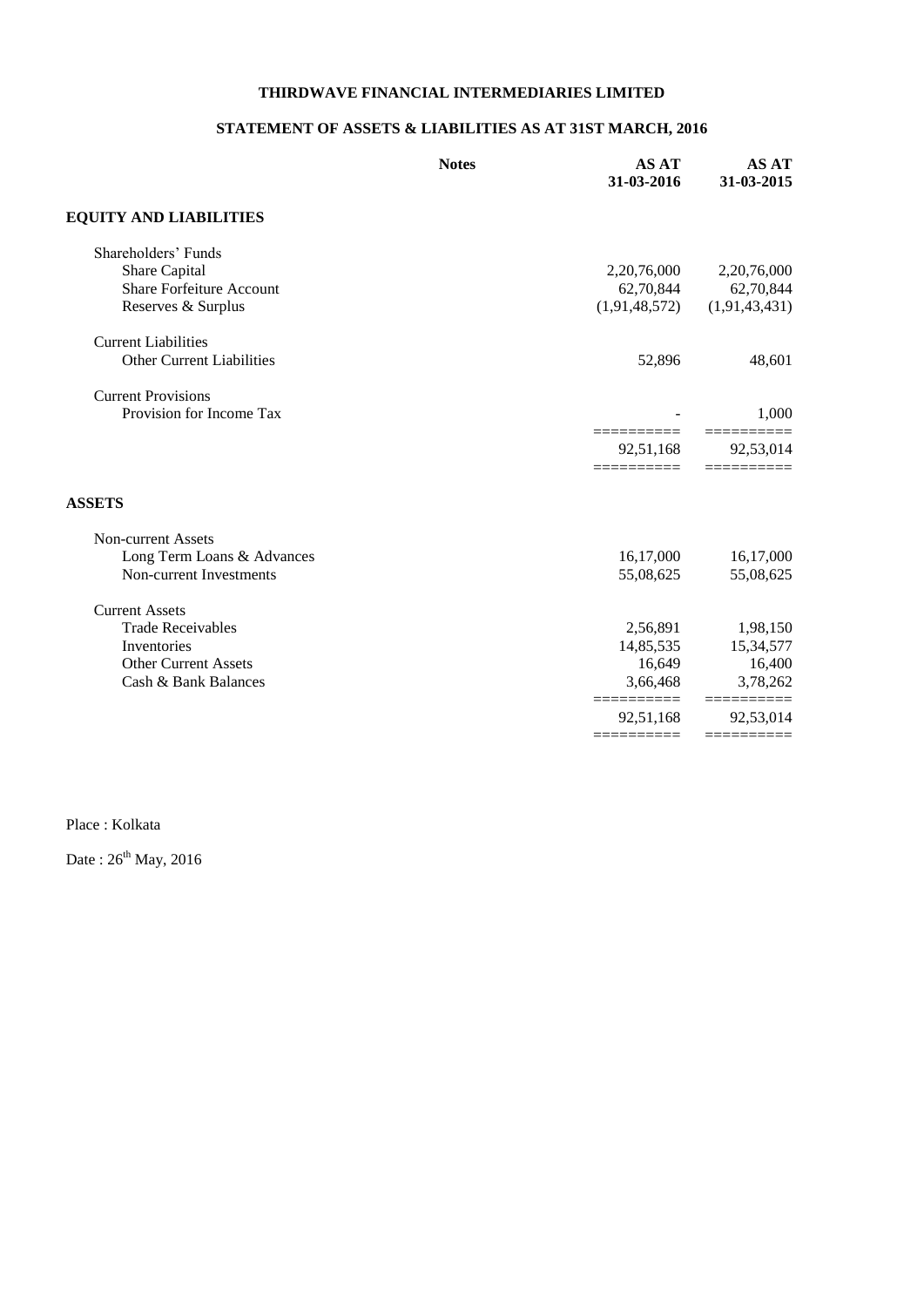**THIRDWAVE FINANCIAL INTERMEDIARIES LIMITED**

**STATEMENT OF ASSETS & LIABILITIES AS AT 31ST MARCH, 2016**

| | Notes | AS AT 31-03-2016 | AS AT 31-03-2015 |
|---|---|---|---|
| **EQUITY AND LIABILITIES** | | | |
| Shareholders' Funds | | | |
| Share Capital | | 2,20,76,000 | 2,20,76,000 |
| Share Forfeiture Account | | 62,70,844 | 62,70,844 |
| Reserves & Surplus | | (1,91,48,572) | (1,91,43,431) |
| Current Liabilities | | | |
| Other Current Liabilities | | 52,896 | 48,601 |
| Current Provisions | | | |
| Provision for Income Tax | | - | 1,000 |
| | | 92,51,168 | 92,53,014 |
| **ASSETS** | | | |
| Non-current Assets | | | |
| Long Term Loans & Advances | | 16,17,000 | 16,17,000 |
| Non-current Investments | | 55,08,625 | 55,08,625 |
| Current Assets | | | |
| Trade Receivables | | 2,56,891 | 1,98,150 |
| Inventories | | 14,85,535 | 15,34,577 |
| Other Current Assets | | 16,649 | 16,400 |
| Cash & Bank Balances | | 3,66,468 | 3,78,262 |
| | | 92,51,168 | 92,53,014 |

Place : Kolkata

Date : 26th May, 2016